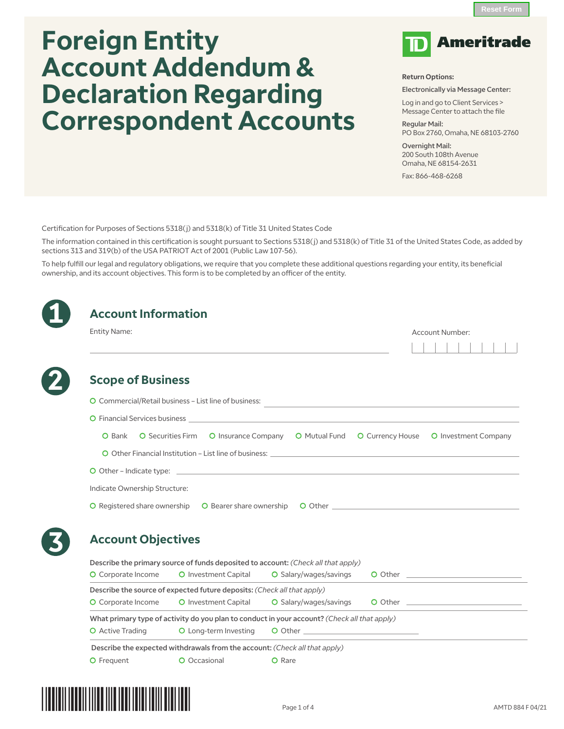# Foreign Entity Account Addendum & Declaration Regarding Correspondent Accounts

TD Ameritrade

**Return Options:**

**Electronically via Message Center:**

Log in and go to Client Services > Message Center to attach the file

**Regular Mail:**
PO Box 2760, Omaha, NE 68103-2760

**Overnight Mail:**
200 South 108th Avenue
Omaha, NE 68154-2631

Fax: 866-468-6268

Certification for Purposes of Sections 5318(j) and 5318(k) of Title 31 United States Code

The information contained in this certification is sought pursuant to Sections 5318(j) and 5318(k) of Title 31 of the United States Code, as added by sections 313 and 319(b) of the USA PATRIOT Act of 2001 (Public Law 107-56).

To help fulfill our legal and regulatory obligations, we require that you complete these additional questions regarding your entity, its beneficial ownership, and its account objectives. This form is to be completed by an officer of the entity.

## 1 Account Information

Entity Name: ______________________ Account Number: ______________________

## 2 Scope of Business

- ○ Commercial/Retail business – List line of business: ______________________
- ○ Financial Services business ______________________
  - ○ Bank ○ Securities Firm ○ Insurance Company ○ Mutual Fund ○ Currency House ○ Investment Company
  - ○ Other Financial Institution – List line of business: ______________________
- ○ Other – Indicate type: ______________________

Indicate Ownership Structure:

○ Registered share ownership ○ Bearer share ownership ○ Other ______________________

## 3 Account Objectives

**Describe the primary source of funds deposited to account:** *(Check all that apply)*

○ Corporate Income ○ Investment Capital ○ Salary/wages/savings ○ Other ______________________

**Describe the source of expected future deposits:** *(Check all that apply)*

○ Corporate Income ○ Investment Capital ○ Salary/wages/savings ○ Other ______________________

**What primary type of activity do you plan to conduct in your account?** *(Check all that apply)*

○ Active Trading ○ Long-term Investing ○ Other ______________________

**Describe the expected withdrawals from the account:** *(Check all that apply)*

○ Frequent ○ Occasional ○ Rare

AMTD 884 F 04/21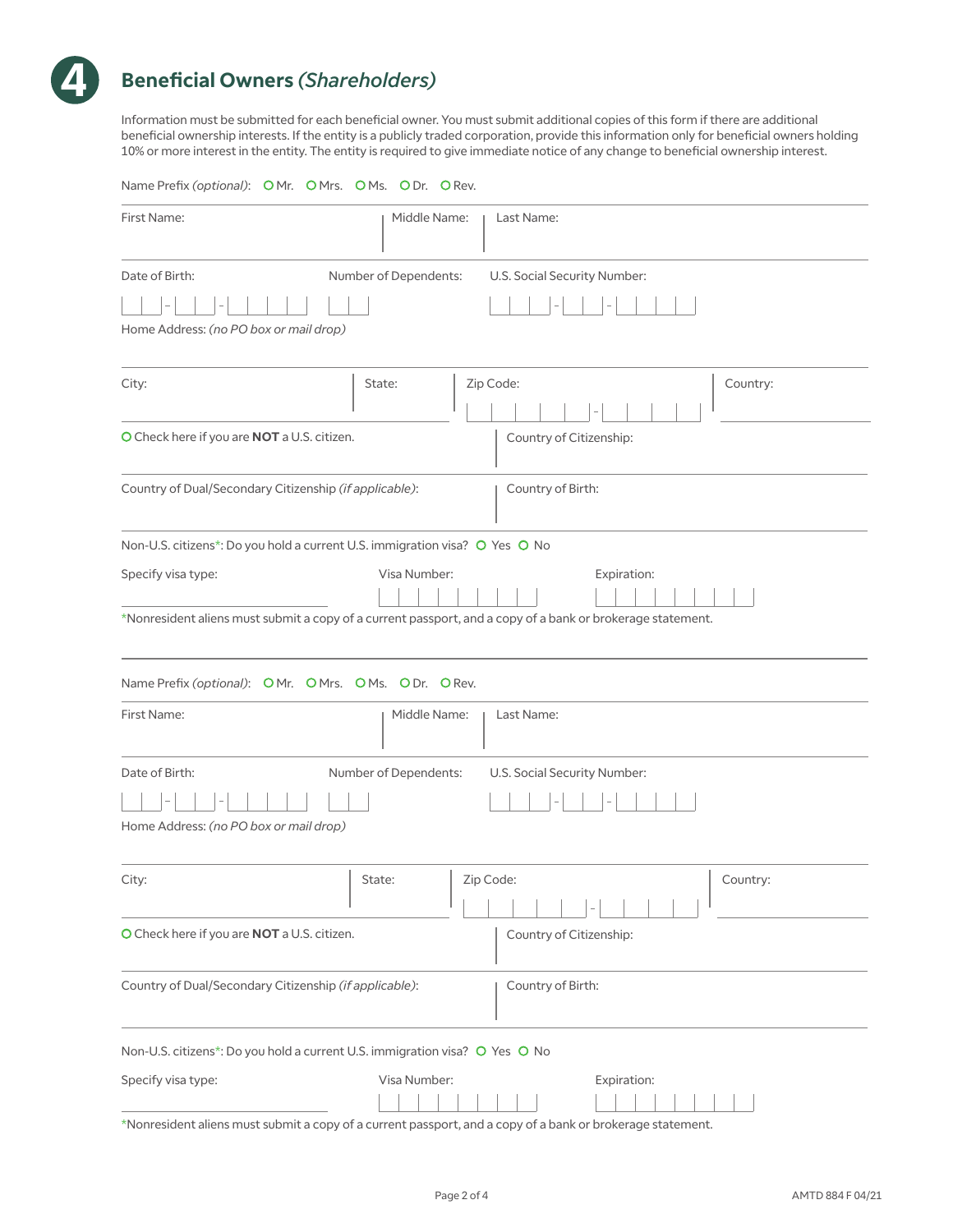# 4 Beneficial Owners *(Shareholders)*

Information must be submitted for each beneficial owner. You must submit additional copies of this form if there are additional beneficial ownership interests. If the entity is a publicly traded corporation, provide this information only for beneficial owners holding 10% or more interest in the entity. The entity is required to give immediate notice of any change to beneficial ownership interest.

Name Prefix *(optional)*: ○ Mr. ○ Mrs. ○ Ms. ○ Dr. ○ Rev.

First Name: | Middle Name: | Last Name:

Date of Birth: ___ - ___ - _____ | Number of Dependents: ___ | U.S. Social Security Number: ___ - __ - ____

Home Address: *(no PO box or mail drop)*

City: | State: | Zip Code: _____ - ____ | Country:

○ Check here if you are **NOT** a U.S. citizen. | Country of Citizenship:

Country of Dual/Secondary Citizenship *(if applicable)*: | Country of Birth:

Non-U.S. citizens*: Do you hold a current U.S. immigration visa? ○ Yes ○ No

Specify visa type: | Visa Number: | Expiration:

*Nonresident aliens must submit a copy of a current passport, and a copy of a bank or brokerage statement.

---

Name Prefix *(optional)*: ○ Mr. ○ Mrs. ○ Ms. ○ Dr. ○ Rev.

First Name: | Middle Name: | Last Name:

Date of Birth: ___ - ___ - _____ | Number of Dependents: ___ | U.S. Social Security Number: ___ - __ - ____

Home Address: *(no PO box or mail drop)*

City: | State: | Zip Code: _____ - ____ | Country:

○ Check here if you are **NOT** a U.S. citizen. | Country of Citizenship:

Country of Dual/Secondary Citizenship *(if applicable)*: | Country of Birth:

Non-U.S. citizens*: Do you hold a current U.S. immigration visa? ○ Yes ○ No

Specify visa type: | Visa Number: | Expiration:

*Nonresident aliens must submit a copy of a current passport, and a copy of a bank or brokerage statement.

AMTD 884 F 04/21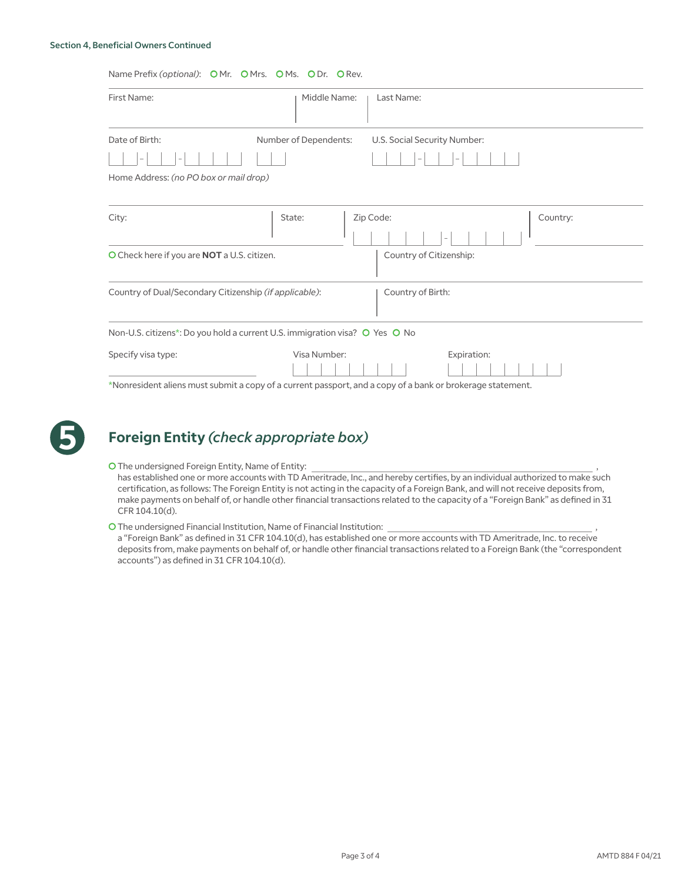Section 4, Beneficial Owners Continued

Name Prefix *(optional)*: ○ Mr. ○ Mrs. ○ Ms. ○ Dr. ○ Rev.

First Name: | Middle Name: | Last Name:

Date of Birth: ___ – ___ – _____ | Number of Dependents: | U.S. Social Security Number: ___ – __ – ____

Home Address: *(no PO box or mail drop)*

City: | State: | Zip Code: _____ – ____ | Country:

○ Check here if you are **NOT** a U.S. citizen. | Country of Citizenship:

Country of Dual/Secondary Citizenship *(if applicable)*: | Country of Birth:

Non-U.S. citizens*: Do you hold a current U.S. immigration visa? ○ Yes ○ No

Specify visa type: | Visa Number: | Expiration:

*Nonresident aliens must submit a copy of a current passport, and a copy of a bank or brokerage statement.

## 5 Foreign Entity *(check appropriate box)*

○ The undersigned Foreign Entity, Name of Entity: ______________________________________________,
has established one or more accounts with TD Ameritrade, Inc., and hereby certifies, by an individual authorized to make such certification, as follows: The Foreign Entity is not acting in the capacity of a Foreign Bank, and will not receive deposits from, make payments on behalf of, or handle other financial transactions related to the capacity of a "Foreign Bank" as defined in 31 CFR 104.10(d).

○ The undersigned Financial Institution, Name of Financial Institution: ______________________________________________,
a "Foreign Bank" as defined in 31 CFR 104.10(d), has established one or more accounts with TD Ameritrade, Inc. to receive deposits from, make payments on behalf of, or handle other financial transactions related to a Foreign Bank (the "correspondent accounts") as defined in 31 CFR 104.10(d).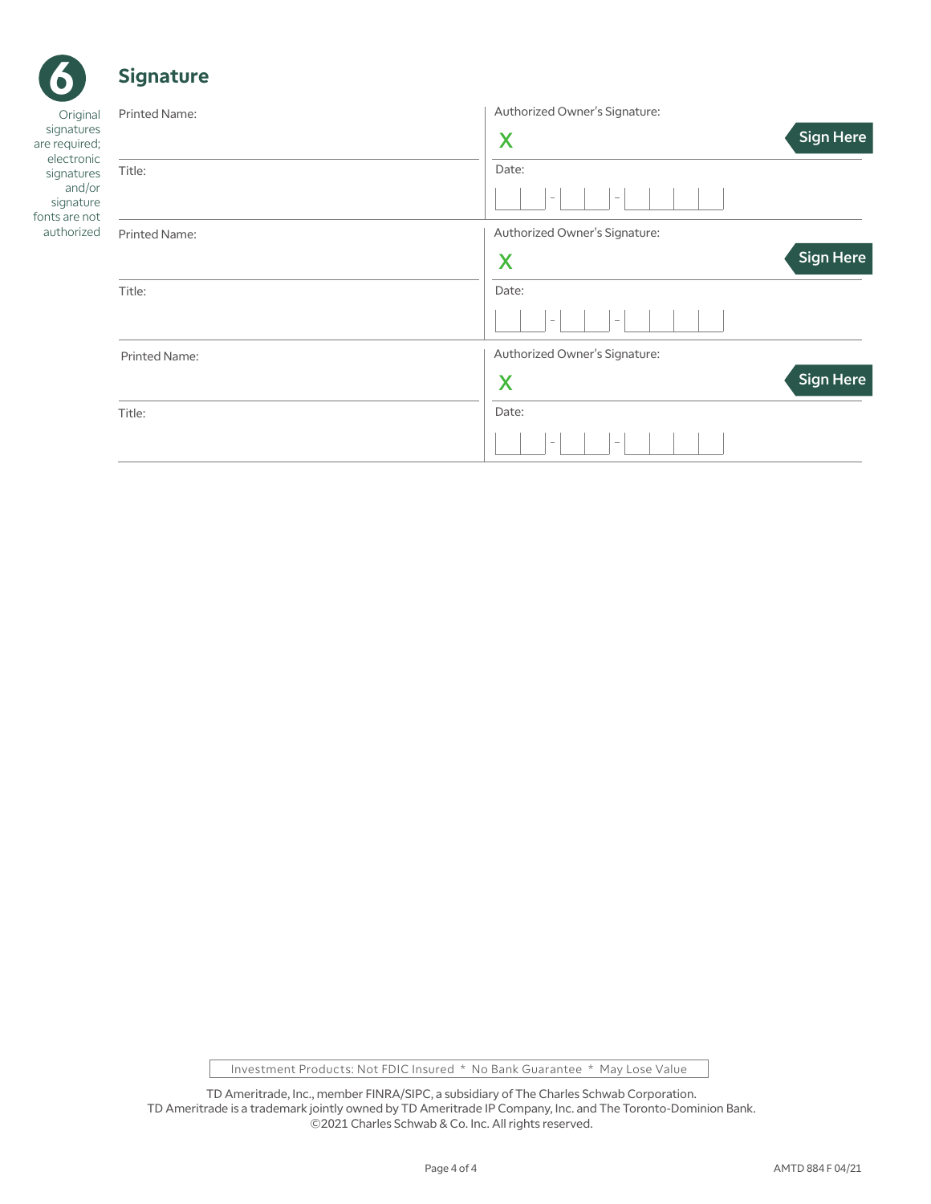## 6 Signature

Original signatures are required; electronic signatures and/or signature fonts are not authorized

| | |
|---|---|
| Printed Name: | Authorized Owner's Signature: X Sign Here |
| Title: | Date: _ _ - _ _ - _ _ _ _ |
| Printed Name: | Authorized Owner's Signature: X Sign Here |
| Title: | Date: _ _ - _ _ - _ _ _ _ |
| Printed Name: | Authorized Owner's Signature: X Sign Here |
| Title: | Date: _ _ - _ _ - _ _ _ _ |

Investment Products: Not FDIC Insured * No Bank Guarantee * May Lose Value

TD Ameritrade, Inc., member FINRA/SIPC, a subsidiary of The Charles Schwab Corporation.
TD Ameritrade is a trademark jointly owned by TD Ameritrade IP Company, Inc. and The Toronto-Dominion Bank.
©2021 Charles Schwab & Co. Inc. All rights reserved.

AMTD 884 F 04/21